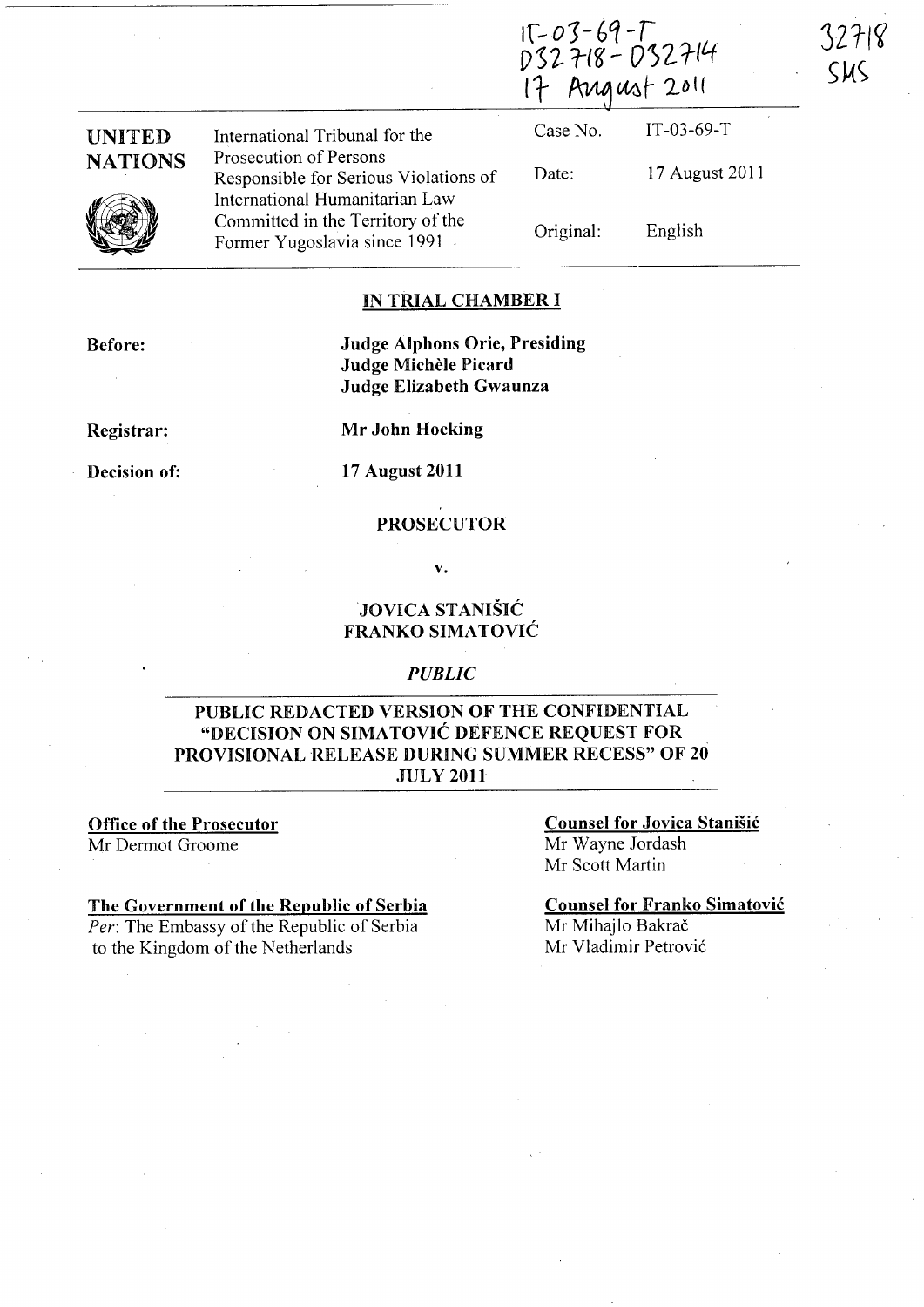IT-03-69-T
D32718 - D32714
17 August 2011

32718
SMS

| UNITED NATIONS | International Tribunal for the Prosecution of Persons Responsible for Serious Violations of International Humanitarian Law Committed in the Territory of the Former Yugoslavia since 1991 | Case No. | IT-03-69-T |
|---|---|---|---|
| | | Date: | 17 August 2011 |
| | | Original: | English |

**IN TRIAL CHAMBER I**

**Before:** **Judge Alphons Orie, Presiding**
**Judge Michèle Picard**
**Judge Elizabeth Gwaunza**

**Registrar:** **Mr John Hocking**

**Decision of:** **17 August 2011**

**PROSECUTOR**

**v.**

**JOVICA STANIŠIĆ**
**FRANKO SIMATOVIĆ**

*PUBLIC*

**PUBLIC REDACTED VERSION OF THE CONFIDENTIAL "DECISION ON SIMATOVIĆ DEFENCE REQUEST FOR PROVISIONAL RELEASE DURING SUMMER RECESS" OF 20 JULY 2011**

**Office of the Prosecutor**
Mr Dermot Groome

**The Government of the Republic of Serbia**
*Per*: The Embassy of the Republic of Serbia to the Kingdom of the Netherlands

**Counsel for Jovica Stanišić**
Mr Wayne Jordash
Mr Scott Martin

**Counsel for Franko Simatović**
Mr Mihajlo Bakrač
Mr Vladimir Petrović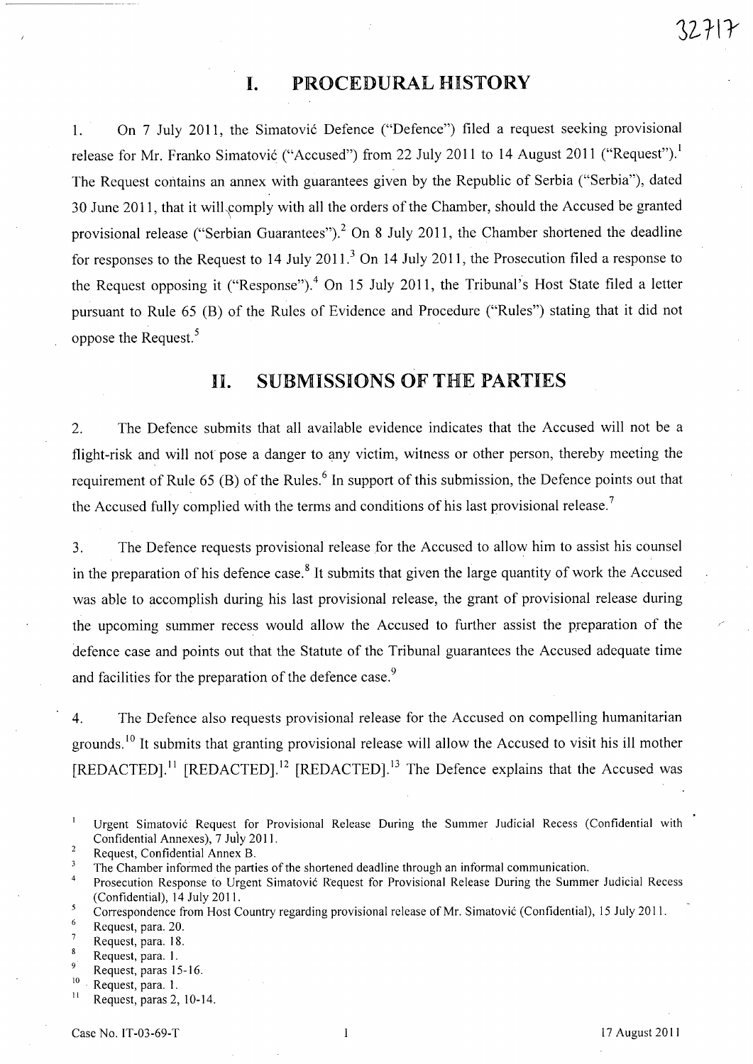## I. PROCEDURAL HISTORY

1. On 7 July 2011, the Simatović Defence ("Defence") filed a request seeking provisional release for Mr. Franko Simatović ("Accused") from 22 July 2011 to 14 August 2011 ("Request").[1] The Request contains an annex with guarantees given by the Republic of Serbia ("Serbia"), dated 30 June 2011, that it will comply with all the orders of the Chamber, should the Accused be granted provisional release ("Serbian Guarantees").[2] On 8 July 2011, the Chamber shortened the deadline for responses to the Request to 14 July 2011.[3] On 14 July 2011, the Prosecution filed a response to the Request opposing it ("Response").[4] On 15 July 2011, the Tribunal's Host State filed a letter pursuant to Rule 65 (B) of the Rules of Evidence and Procedure ("Rules") stating that it did not oppose the Request.[5]

## II. SUBMISSIONS OF THE PARTIES

2. The Defence submits that all available evidence indicates that the Accused will not be a flight-risk and will not pose a danger to any victim, witness or other person, thereby meeting the requirement of Rule 65 (B) of the Rules.[6] In support of this submission, the Defence points out that the Accused fully complied with the terms and conditions of his last provisional release.[7]

3. The Defence requests provisional release for the Accused to allow him to assist his counsel in the preparation of his defence case.[8] It submits that given the large quantity of work the Accused was able to accomplish during his last provisional release, the grant of provisional release during the upcoming summer recess would allow the Accused to further assist the preparation of the defence case and points out that the Statute of the Tribunal guarantees the Accused adequate time and facilities for the preparation of the defence case.[9]

4. The Defence also requests provisional release for the Accused on compelling humanitarian grounds.[10] It submits that granting provisional release will allow the Accused to visit his ill mother [REDACTED].[11] [REDACTED].[12] [REDACTED].[13] The Defence explains that the Accused was

---

[1] Urgent Simatović Request for Provisional Release During the Summer Judicial Recess (Confidential with Confidential Annexes), 7 July 2011.

[2] Request, Confidential Annex B.

[3] The Chamber informed the parties of the shortened deadline through an informal communication.

[4] Prosecution Response to Urgent Simatović Request for Provisional Release During the Summer Judicial Recess (Confidential), 14 July 2011.

[5] Correspondence from Host Country regarding provisional release of Mr. Simatović (Confidential), 15 July 2011.

[6] Request, para. 20.

[7] Request, para. 18.

[8] Request, para. 1.

[9] Request, paras 15-16.

[10] Request, para. 1.

[11] Request, paras 2, 10-14.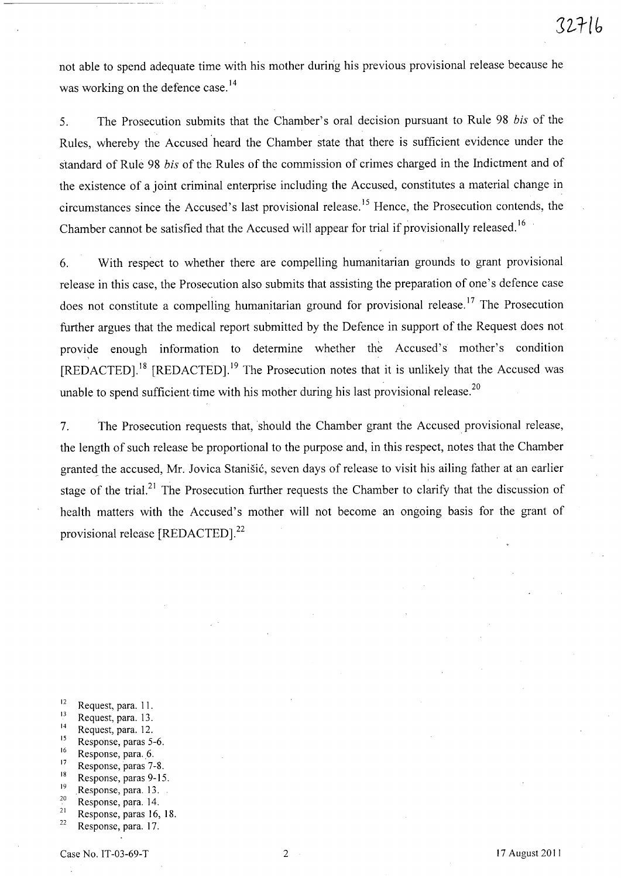not able to spend adequate time with his mother during his previous provisional release because he was working on the defence case.[14]

5. The Prosecution submits that the Chamber's oral decision pursuant to Rule 98 *bis* of the Rules, whereby the Accused heard the Chamber state that there is sufficient evidence under the standard of Rule 98 *bis* of the Rules of the commission of crimes charged in the Indictment and of the existence of a joint criminal enterprise including the Accused, constitutes a material change in circumstances since the Accused's last provisional release.[15] Hence, the Prosecution contends, the Chamber cannot be satisfied that the Accused will appear for trial if provisionally released.[16]

6. With respect to whether there are compelling humanitarian grounds to grant provisional release in this case, the Prosecution also submits that assisting the preparation of one's defence case does not constitute a compelling humanitarian ground for provisional release.[17] The Prosecution further argues that the medical report submitted by the Defence in support of the Request does not provide enough information to determine whether the Accused's mother's condition [REDACTED].[18] [REDACTED].[19] The Prosecution notes that it is unlikely that the Accused was unable to spend sufficient time with his mother during his last provisional release.[20]

7. The Prosecution requests that, should the Chamber grant the Accused provisional release, the length of such release be proportional to the purpose and, in this respect, notes that the Chamber granted the accused, Mr. Jovica Stanišić, seven days of release to visit his ailing father at an earlier stage of the trial.[21] The Prosecution further requests the Chamber to clarify that the discussion of health matters with the Accused's mother will not become an ongoing basis for the grant of provisional release [REDACTED].[22]

---

[12] Request, para. 11.
[13] Request, para. 13.
[14] Request, para. 12.
[15] Response, paras 5-6.
[16] Response, para. 6.
[17] Response, paras 7-8.
[18] Response, paras 9-15.
[19] Response, para. 13.
[20] Response, para. 14.
[21] Response, paras 16, 18.
[22] Response, para. 17.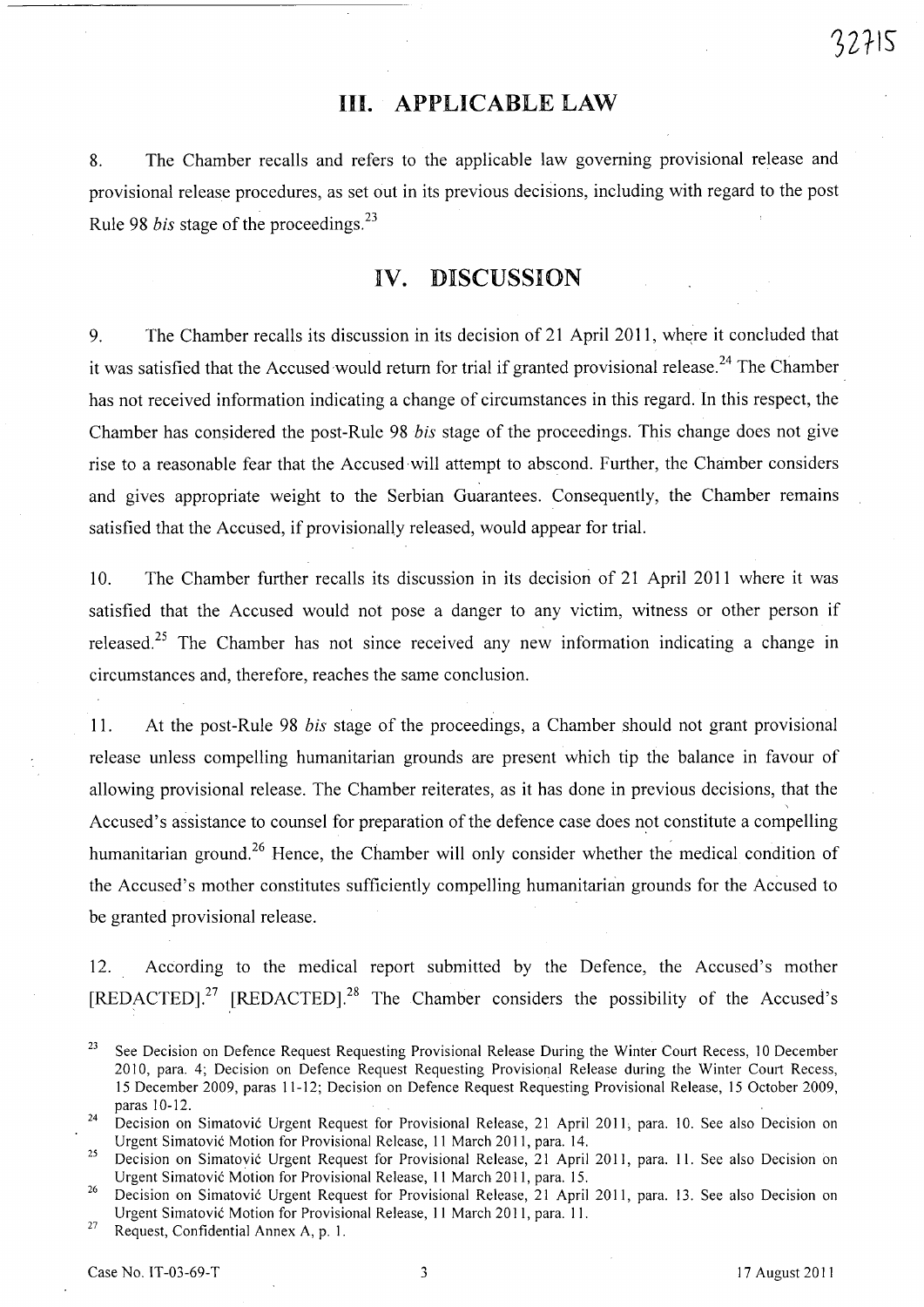# III. APPLICABLE LAW

8. The Chamber recalls and refers to the applicable law governing provisional release and provisional release procedures, as set out in its previous decisions, including with regard to the post Rule 98 *bis* stage of the proceedings.[23]

# IV. DISCUSSION

9. The Chamber recalls its discussion in its decision of 21 April 2011, where it concluded that it was satisfied that the Accused would return for trial if granted provisional release.[24] The Chamber has not received information indicating a change of circumstances in this regard. In this respect, the Chamber has considered the post-Rule 98 *bis* stage of the proceedings. This change does not give rise to a reasonable fear that the Accused will attempt to abscond. Further, the Chamber considers and gives appropriate weight to the Serbian Guarantees. Consequently, the Chamber remains satisfied that the Accused, if provisionally released, would appear for trial.

10. The Chamber further recalls its discussion in its decision of 21 April 2011 where it was satisfied that the Accused would not pose a danger to any victim, witness or other person if released.[25] The Chamber has not since received any new information indicating a change in circumstances and, therefore, reaches the same conclusion.

11. At the post-Rule 98 *bis* stage of the proceedings, a Chamber should not grant provisional release unless compelling humanitarian grounds are present which tip the balance in favour of allowing provisional release. The Chamber reiterates, as it has done in previous decisions, that the Accused's assistance to counsel for preparation of the defence case does not constitute a compelling humanitarian ground.[26] Hence, the Chamber will only consider whether the medical condition of the Accused's mother constitutes sufficiently compelling humanitarian grounds for the Accused to be granted provisional release.

12. According to the medical report submitted by the Defence, the Accused's mother [REDACTED].[27] [REDACTED].[28] The Chamber considers the possibility of the Accused's

---

[23] See Decision on Defence Request Requesting Provisional Release During the Winter Court Recess, 10 December 2010, para. 4; Decision on Defence Request Requesting Provisional Release during the Winter Court Recess, 15 December 2009, paras 11-12; Decision on Defence Request Requesting Provisional Release, 15 October 2009, paras 10-12.

[24] Decision on Simatović Urgent Request for Provisional Release, 21 April 2011, para. 10. See also Decision on Urgent Simatović Motion for Provisional Release, 11 March 2011, para. 14.

[25] Decision on Simatović Urgent Request for Provisional Release, 21 April 2011, para. 11. See also Decision on Urgent Simatović Motion for Provisional Release, 11 March 2011, para. 15.

[26] Decision on Simatović Urgent Request for Provisional Release, 21 April 2011, para. 13. See also Decision on Urgent Simatović Motion for Provisional Release, 11 March 2011, para. 11.

[27] Request, Confidential Annex A, p. 1.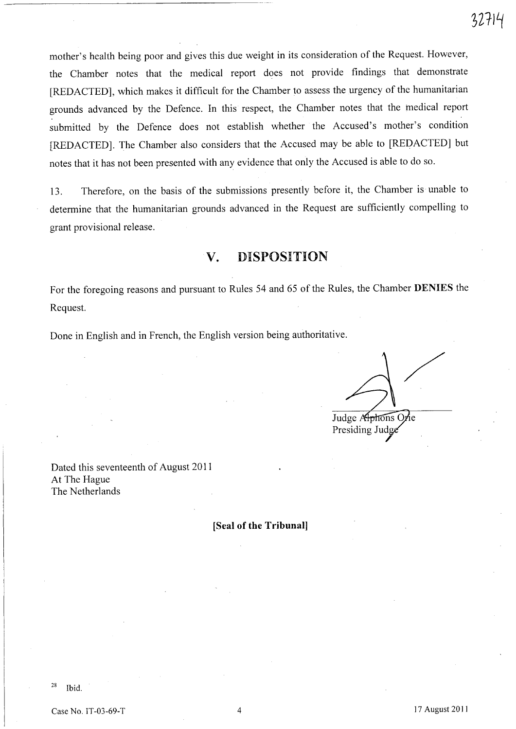mother's health being poor and gives this due weight in its consideration of the Request. However, the Chamber notes that the medical report does not provide findings that demonstrate [REDACTED], which makes it difficult for the Chamber to assess the urgency of the humanitarian grounds advanced by the Defence. In this respect, the Chamber notes that the medical report submitted by the Defence does not establish whether the Accused's mother's condition [REDACTED]. The Chamber also considers that the Accused may be able to [REDACTED] but notes that it has not been presented with any evidence that only the Accused is able to do so.

13. Therefore, on the basis of the submissions presently before it, the Chamber is unable to determine that the humanitarian grounds advanced in the Request are sufficiently compelling to grant provisional release.

## V. DISPOSITION

For the foregoing reasons and pursuant to Rules 54 and 65 of the Rules, the Chamber **DENIES** the Request.

Done in English and in French, the English version being authoritative.

Judge Alphons Orie
Presiding Judge

Dated this seventeenth of August 2011
At The Hague
The Netherlands

**[Seal of the Tribunal]**

[28] Ibid.